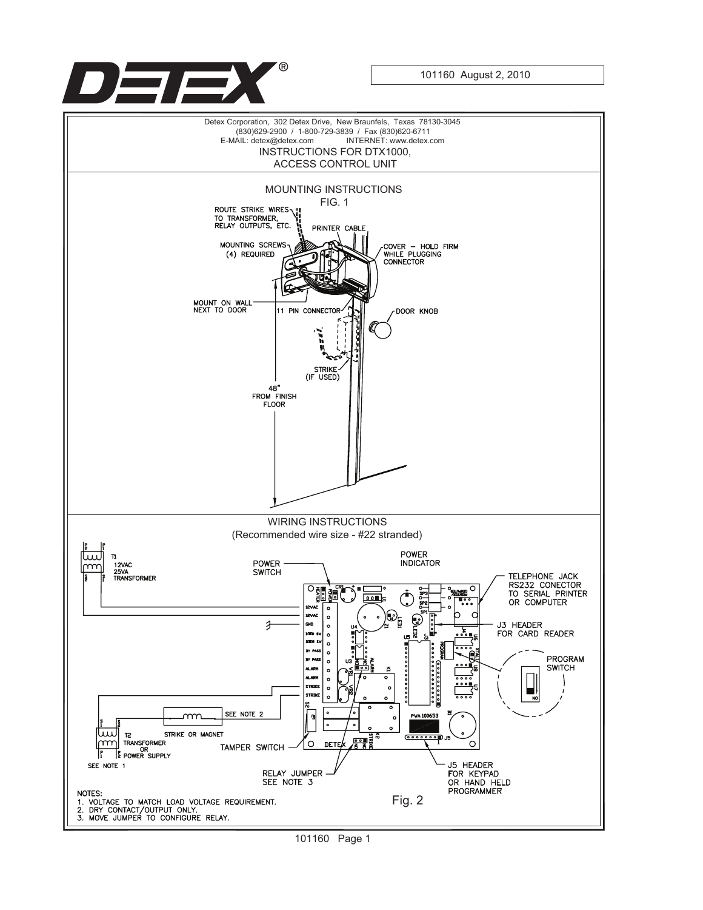101160 August 2, 2010

Detex Corporation, 302 Detex Drive, New Braunfels, Texas 78130-3045
(830)629-2900 / 1-800-729-3839 / Fax (830)620-6711
E-MAIL: detex@detex.com INTERNET: www.detex.com

# INSTRUCTIONS FOR DTX1000, ACCESS CONTROL UNIT

## MOUNTING INSTRUCTIONS

FIG. 1

ROUTE STRIKE WIRES TO TRANSFORMER, RELAY OUTPUTS, ETC.

PRINTER CABLE

MOUNTING SCREWS (4) REQUIRED

COVER – HOLD FIRM WHILE PLUGGING CONNECTOR

MOUNT ON WALL NEXT TO DOOR

11 PIN CONNECTOR

DOOR KNOB

STRIKE (IF USED)

48" FROM FINISH FLOOR

## WIRING INSTRUCTIONS

(Recommended wire size - #22 stranded)

T1 12VAC 25VA TRANSFORMER

POWER SWITCH

POWER INDICATOR

TELEPHONE JACK RS232 CONECTOR TO SERIAL PRINTER OR COMPUTER

J3 HEADER FOR CARD READER

PROGRAM SWITCH

SEE NOTE 2

STRIKE OR MAGNET

T2 TRANSFORMER OR POWER SUPPLY

SEE NOTE 1

TAMPER SWITCH

RELAY JUMPER SEE NOTE 3

J5 HEADER FOR KEYPAD OR HAND HELD PROGRAMMER

Fig. 2

NOTES:
1. VOLTAGE TO MATCH LOAD VOLTAGE REQUIREMENT.
2. DRY CONTACT/OUTPUT ONLY.
3. MOVE JUMPER TO CONFIGURE RELAY.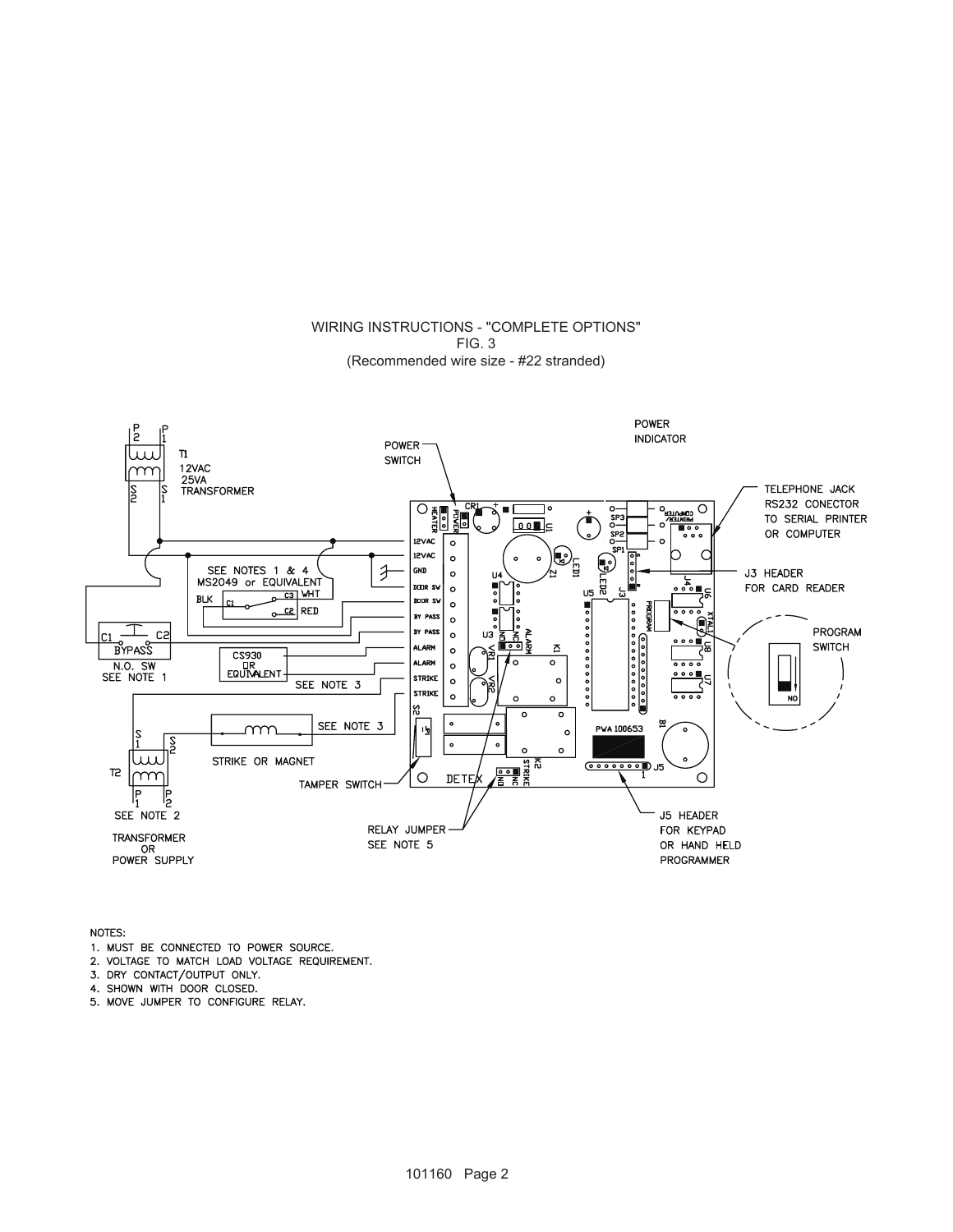WIRING INSTRUCTIONS - "COMPLETE OPTIONS"
FIG. 3
(Recommended wire size - #22 stranded)

NOTES:

1. MUST BE CONNECTED TO POWER SOURCE.
2. VOLTAGE TO MATCH LOAD VOLTAGE REQUIREMENT.
3. DRY CONTACT/OUTPUT ONLY.
4. SHOWN WITH DOOR CLOSED.
5. MOVE JUMPER TO CONFIGURE RELAY.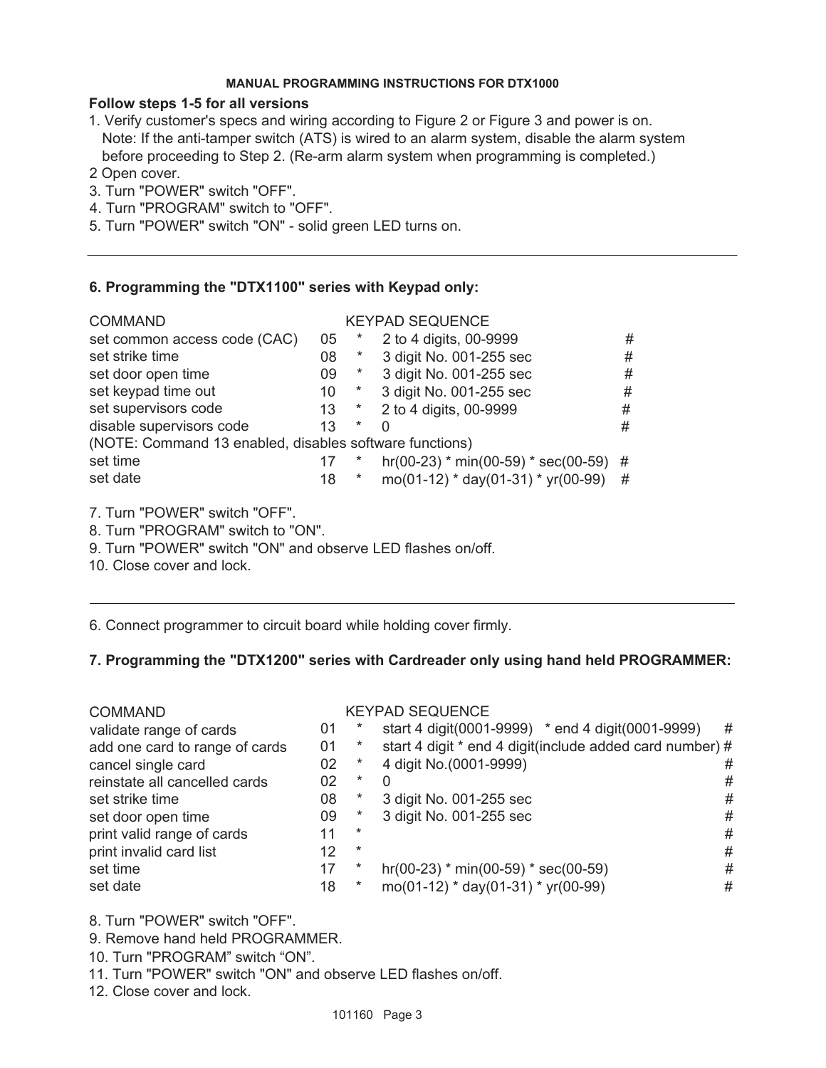**MANUAL PROGRAMMING INSTRUCTIONS FOR DTX1000**

**Follow steps 1-5 for all versions**

1. Verify customer's specs and wiring according to Figure 2 or Figure 3 and power is on.
   Note: If the anti-tamper switch (ATS) is wired to an alarm system, disable the alarm system before proceeding to Step 2. (Re-arm alarm system when programming is completed.)
2. Open cover.
3. Turn "POWER" switch "OFF".
4. Turn "PROGRAM" switch to "OFF".
5. Turn "POWER" switch "ON" - solid green LED turns on.

---

**6. Programming the "DTX1100" series with Keypad only:**

| COMMAND | KEYPAD SEQUENCE | | | |
|---|---|---|---|---|
| set common access code (CAC) | 05 | * | 2 to 4 digits, 00-9999 | # |
| set strike time | 08 | * | 3 digit No. 001-255 sec | # |
| set door open time | 09 | * | 3 digit No. 001-255 sec | # |
| set keypad time out | 10 | * | 3 digit No. 001-255 sec | # |
| set supervisors code | 13 | * | 2 to 4 digits, 00-9999 | # |
| disable supervisors code | 13 | * | 0 | # |
| (NOTE: Command 13 enabled, disables software functions) | | | | |
| set time | 17 | * | hr(00-23) * min(00-59) * sec(00-59) | # |
| set date | 18 | * | mo(01-12) * day(01-31) * yr(00-99) | # |

7. Turn "POWER" switch "OFF".
8. Turn "PROGRAM" switch to "ON".
9. Turn "POWER" switch "ON" and observe LED flashes on/off.
10. Close cover and lock.

---

6. Connect programmer to circuit board while holding cover firmly.

**7. Programming the "DTX1200" series with Cardreader only using hand held PROGRAMMER:**

| COMMAND | KEYPAD SEQUENCE | | | |
|---|---|---|---|---|
| validate range of cards | 01 | * | start 4 digit(0001-9999) * end 4 digit(0001-9999) | # |
| add one card to range of cards | 01 | * | start 4 digit * end 4 digit(include added card number) | # |
| cancel single card | 02 | * | 4 digit No.(0001-9999) | # |
| reinstate all cancelled cards | 02 | * | 0 | # |
| set strike time | 08 | * | 3 digit No. 001-255 sec | # |
| set door open time | 09 | * | 3 digit No. 001-255 sec | # |
| print valid range of cards | 11 | * | | # |
| print invalid card list | 12 | * | | # |
| set time | 17 | * | hr(00-23) * min(00-59) * sec(00-59) | # |
| set date | 18 | * | mo(01-12) * day(01-31) * yr(00-99) | # |

8. Turn "POWER" switch "OFF".
9. Remove hand held PROGRAMMER.
10. Turn "PROGRAM" switch "ON".
11. Turn "POWER" switch "ON" and observe LED flashes on/off.
12. Close cover and lock.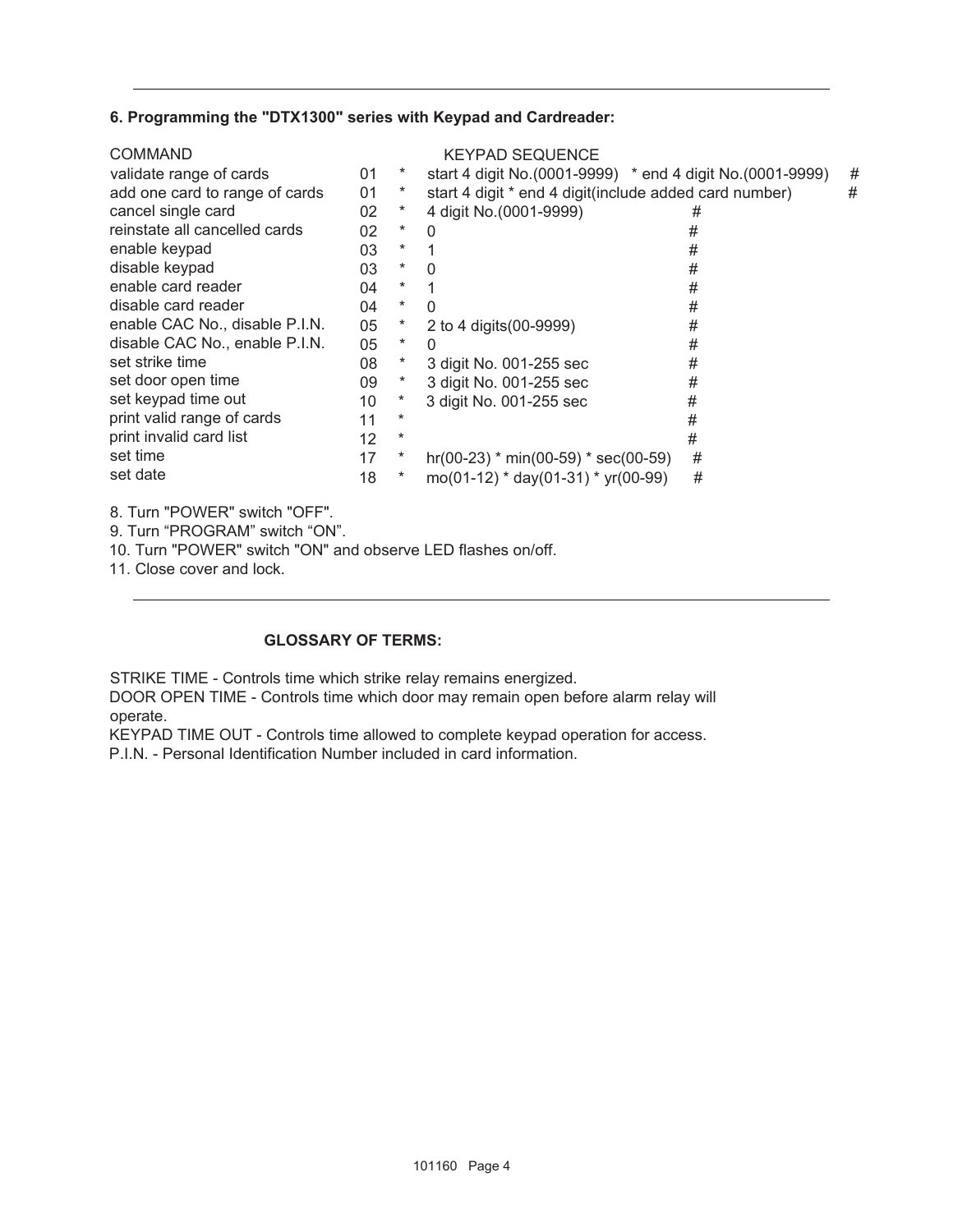**6. Programming the "DTX1300" series with Keypad and Cardreader:**

| COMMAND | | | KEYPAD SEQUENCE | |
|---|---|---|---|---|
| validate range of cards | 01 | * | start 4 digit No.(0001-9999) * end 4 digit No.(0001-9999) | # |
| add one card to range of cards | 01 | * | start 4 digit * end 4 digit(include added card number) | # |
| cancel single card | 02 | * | 4 digit No.(0001-9999) | # |
| reinstate all cancelled cards | 02 | * | 0 | # |
| enable keypad | 03 | * | 1 | # |
| disable keypad | 03 | * | 0 | # |
| enable card reader | 04 | * | 1 | # |
| disable card reader | 04 | * | 0 | # |
| enable CAC No., disable P.I.N. | 05 | * | 2 to 4 digits(00-9999) | # |
| disable CAC No., enable P.I.N. | 05 | * | 0 | # |
| set strike time | 08 | * | 3 digit No. 001-255 sec | # |
| set door open time | 09 | * | 3 digit No. 001-255 sec | # |
| set keypad time out | 10 | * | 3 digit No. 001-255 sec | # |
| print valid range of cards | 11 | * | | # |
| print invalid card list | 12 | * | | # |
| set time | 17 | * | hr(00-23) * min(00-59) * sec(00-59) | # |
| set date | 18 | * | mo(01-12) * day(01-31) * yr(00-99) | # |

8. Turn "POWER" switch "OFF".
9. Turn "PROGRAM" switch "ON".
10. Turn "POWER" switch "ON" and observe LED flashes on/off.
11. Close cover and lock.

---

**GLOSSARY OF TERMS:**

STRIKE TIME - Controls time which strike relay remains energized.
DOOR OPEN TIME - Controls time which door may remain open before alarm relay will operate.
KEYPAD TIME OUT - Controls time allowed to complete keypad operation for access.
P.I.N. - Personal Identification Number included in card information.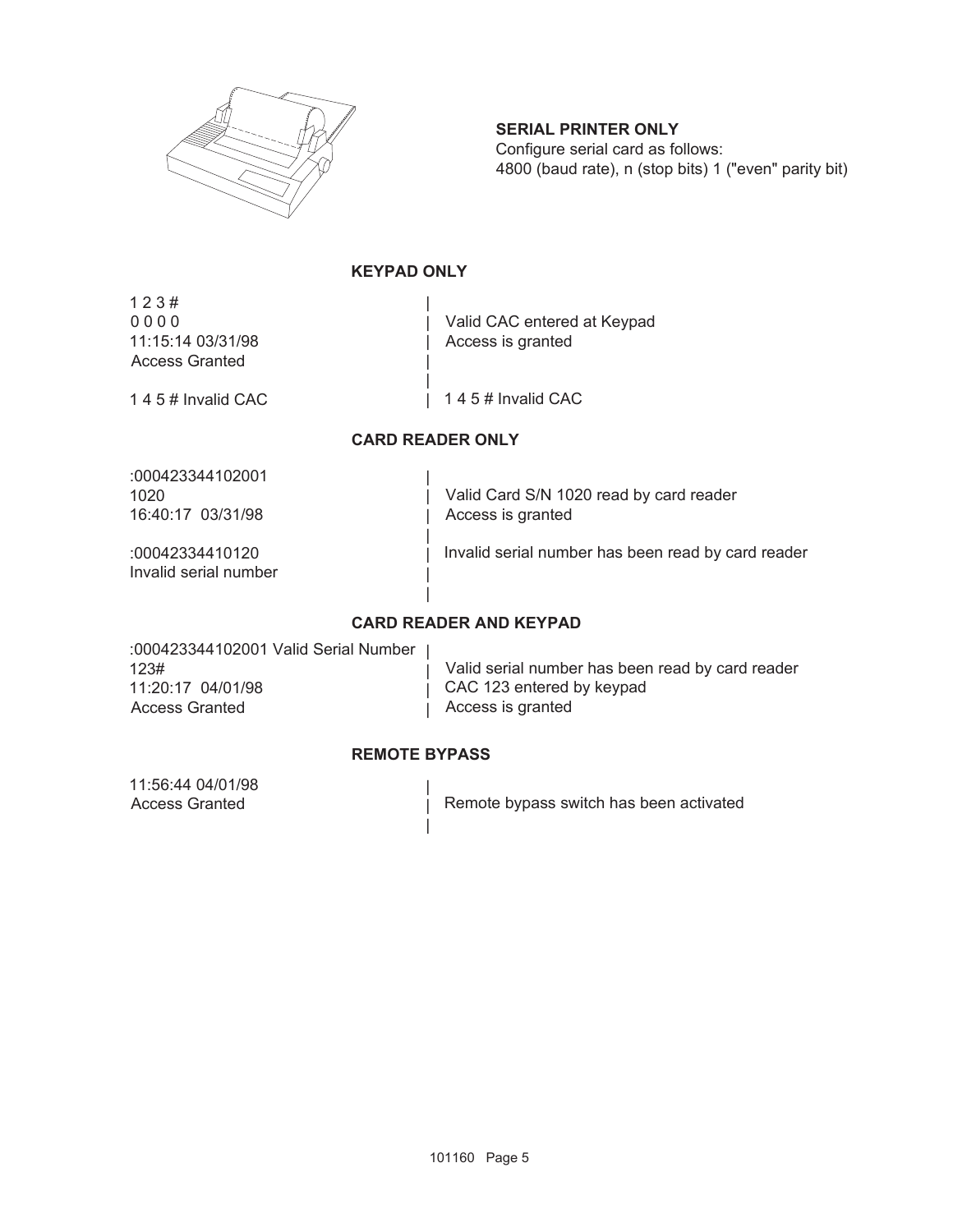**SERIAL PRINTER ONLY**
Configure serial card as follows:
4800 (baud rate), n (stop bits) 1 ("even" parity bit)

## KEYPAD ONLY

| Printout | Description |
| --- | --- |
| 1 2 3 #<br>0 0 0 0<br>11:15:14 03/31/98<br>Access Granted | Valid CAC entered at Keypad<br>Access is granted |
| 1 4 5 # Invalid CAC | 1 4 5 # Invalid CAC |

## CARD READER ONLY

| Printout | Description |
| --- | --- |
| :000423344102001<br>1020<br>16:40:17 03/31/98 | Valid Card S/N 1020 read by card reader<br>Access is granted |
| :00042334410120<br>Invalid serial number | Invalid serial number has been read by card reader |

## CARD READER AND KEYPAD

| Printout | Description |
| --- | --- |
| :000423344102001 Valid Serial Number<br>123#<br>11:20:17 04/01/98<br>Access Granted | Valid serial number has been read by card reader<br>CAC 123 entered by keypad<br>Access is granted |

## REMOTE BYPASS

| Printout | Description |
| --- | --- |
| 11:56:44 04/01/98<br>Access Granted | Remote bypass switch has been activated |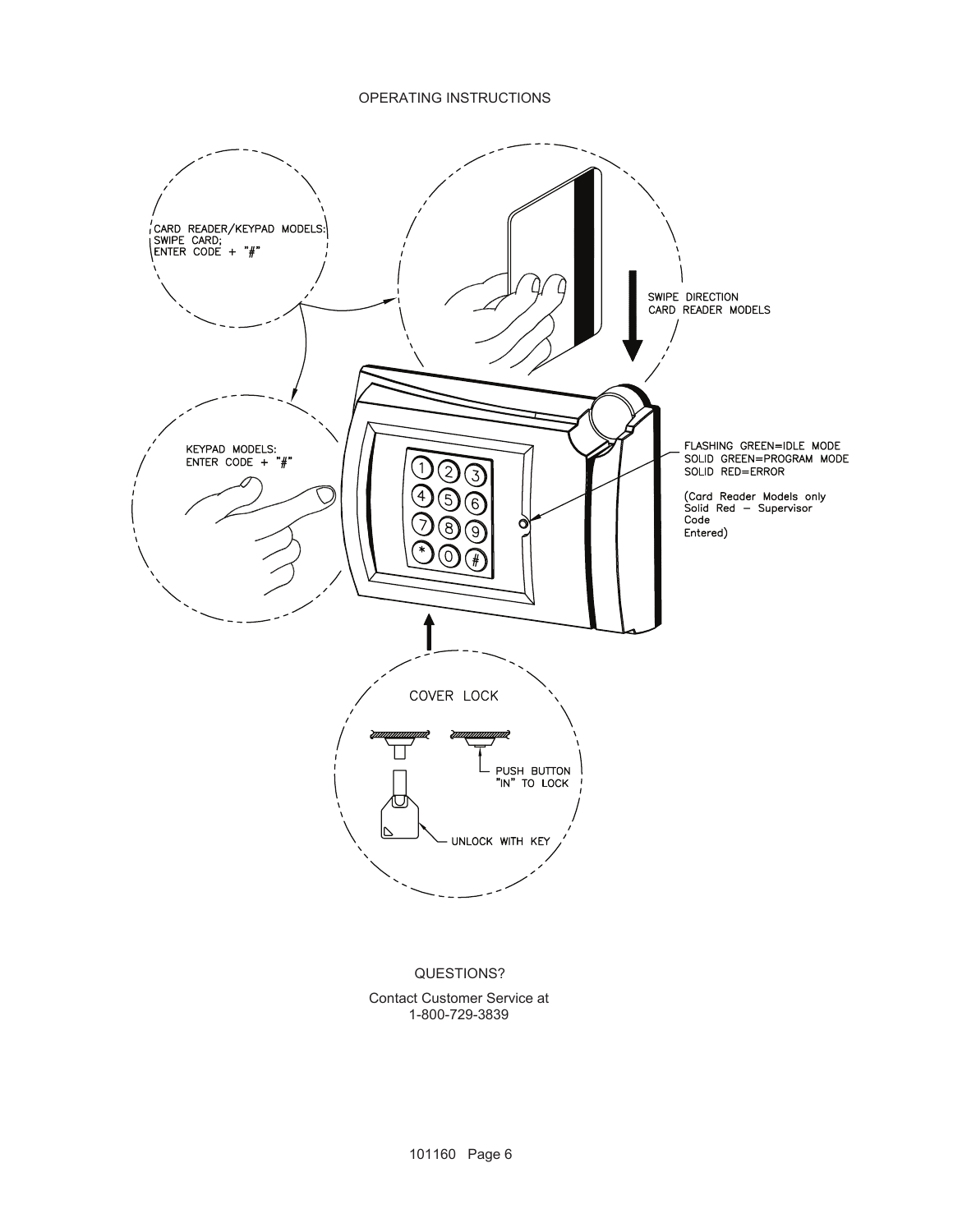# OPERATING INSTRUCTIONS

CARD READER/KEYPAD MODELS:
SWIPE CARD;
ENTER CODE + "#"

SWIPE DIRECTION
CARD READER MODELS

KEYPAD MODELS:
ENTER CODE + "#"

FLASHING GREEN=IDLE MODE
SOLID GREEN=PROGRAM MODE
SOLID RED=ERROR

(Card Reader Models only
Solid Red – Supervisor
Code
Entered)

1 2 3
4 5 6
7 8 9
* 0 #

COVER LOCK

PUSH BUTTON
"IN" TO LOCK

UNLOCK WITH KEY

QUESTIONS?

Contact Customer Service at
1-800-729-3839

101160